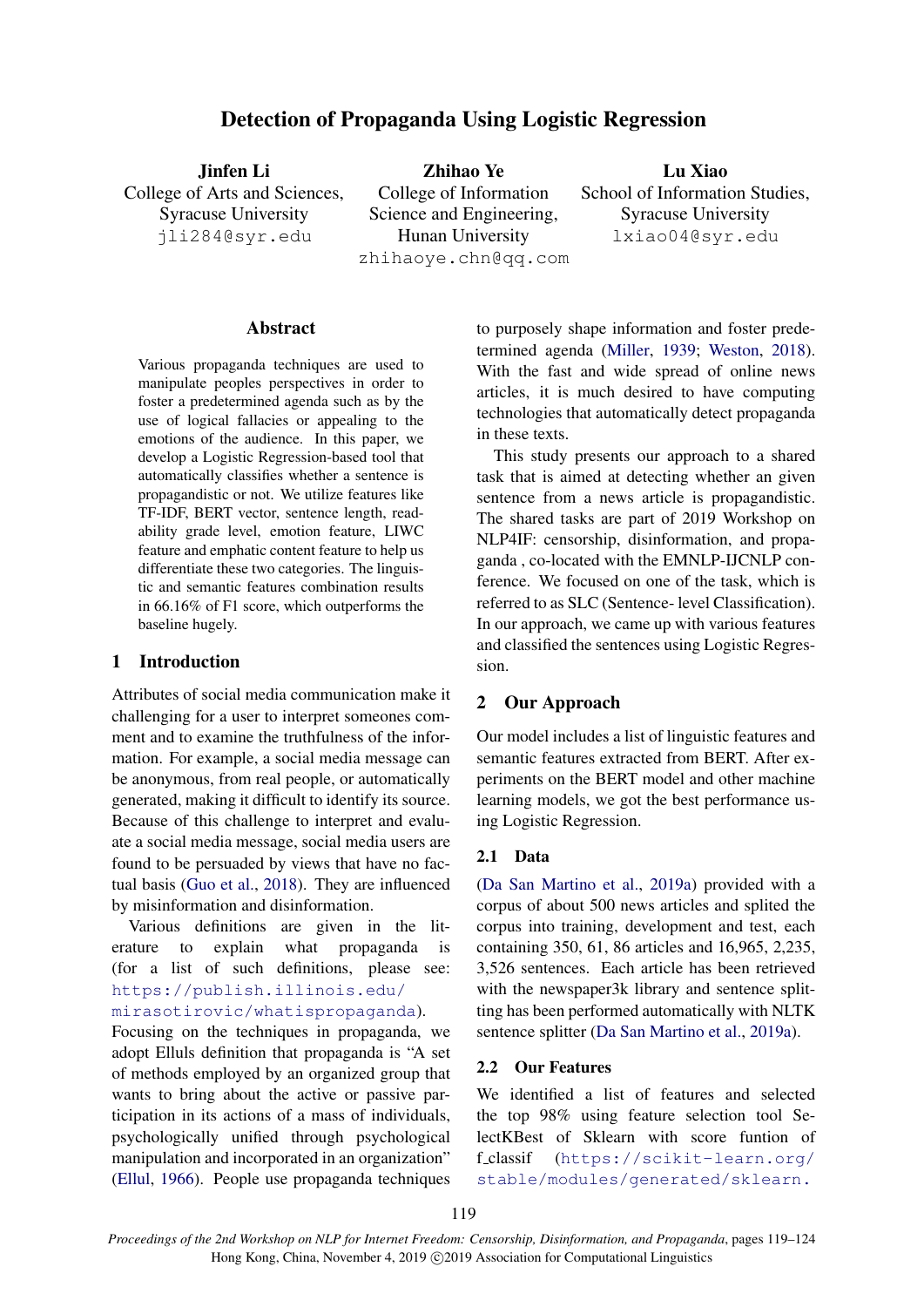# Detection of Propaganda Using Logistic Regression

**Jinfen Li**
College of Arts and Sciences,
Syracuse University
jli284@syr.edu

**Zhihao Ye**
College of Information
Science and Engineering,
Hunan University
zhihaoye.chn@qq.com

**Lu Xiao**
School of Information Studies,
Syracuse University
lxiao04@syr.edu

## Abstract

Various propaganda techniques are used to manipulate peoples perspectives in order to foster a predetermined agenda such as by the use of logical fallacies or appealing to the emotions of the audience. In this paper, we develop a Logistic Regression-based tool that automatically classifies whether a sentence is propagandistic or not. We utilize features like TF-IDF, BERT vector, sentence length, readability grade level, emotion feature, LIWC feature and emphatic content feature to help us differentiate these two categories. The linguistic and semantic features combination results in 66.16% of F1 score, which outperforms the baseline hugely.

## 1 Introduction

Attributes of social media communication make it challenging for a user to interpret someones comment and to examine the truthfulness of the information. For example, a social media message can be anonymous, from real people, or automatically generated, making it difficult to identify its source. Because of this challenge to interpret and evaluate a social media message, social media users are found to be persuaded by views that have no factual basis (Guo et al., 2018). They are influenced by misinformation and disinformation.

Various definitions are given in the literature to explain what propaganda is (for a list of such definitions, please see: https://publish.illinois.edu/mirasotirovic/whatispropaganda). Focusing on the techniques in propaganda, we adopt Elluls definition that propaganda is "A set of methods employed by an organized group that wants to bring about the active or passive participation in its actions of a mass of individuals, psychologically unified through psychological manipulation and incorporated in an organization" (Ellul, 1966). People use propaganda techniques to purposely shape information and foster predetermined agenda (Miller, 1939; Weston, 2018). With the fast and wide spread of online news articles, it is much desired to have computing technologies that automatically detect propaganda in these texts.

This study presents our approach to a shared task that is aimed at detecting whether an given sentence from a news article is propagandistic. The shared tasks are part of 2019 Workshop on NLP4IF: censorship, disinformation, and propaganda , co-located with the EMNLP-IJCNLP conference. We focused on one of the task, which is referred to as SLC (Sentence- level Classification). In our approach, we came up with various features and classified the sentences using Logistic Regression.

## 2 Our Approach

Our model includes a list of linguistic features and semantic features extracted from BERT. After experiments on the BERT model and other machine learning models, we got the best performance using Logistic Regression.

### 2.1 Data

(Da San Martino et al., 2019a) provided with a corpus of about 500 news articles and splited the corpus into training, development and test, each containing 350, 61, 86 articles and 16,965, 2,235, 3,526 sentences. Each article has been retrieved with the newspaper3k library and sentence splitting has been performed automatically with NLTK sentence splitter (Da San Martino et al., 2019a).

### 2.2 Our Features

We identified a list of features and selected the top 98% using feature selection tool SelectKBest of Sklearn with score funtion of f_classif (https://scikit-learn.org/stable/modules/generated/sklearn.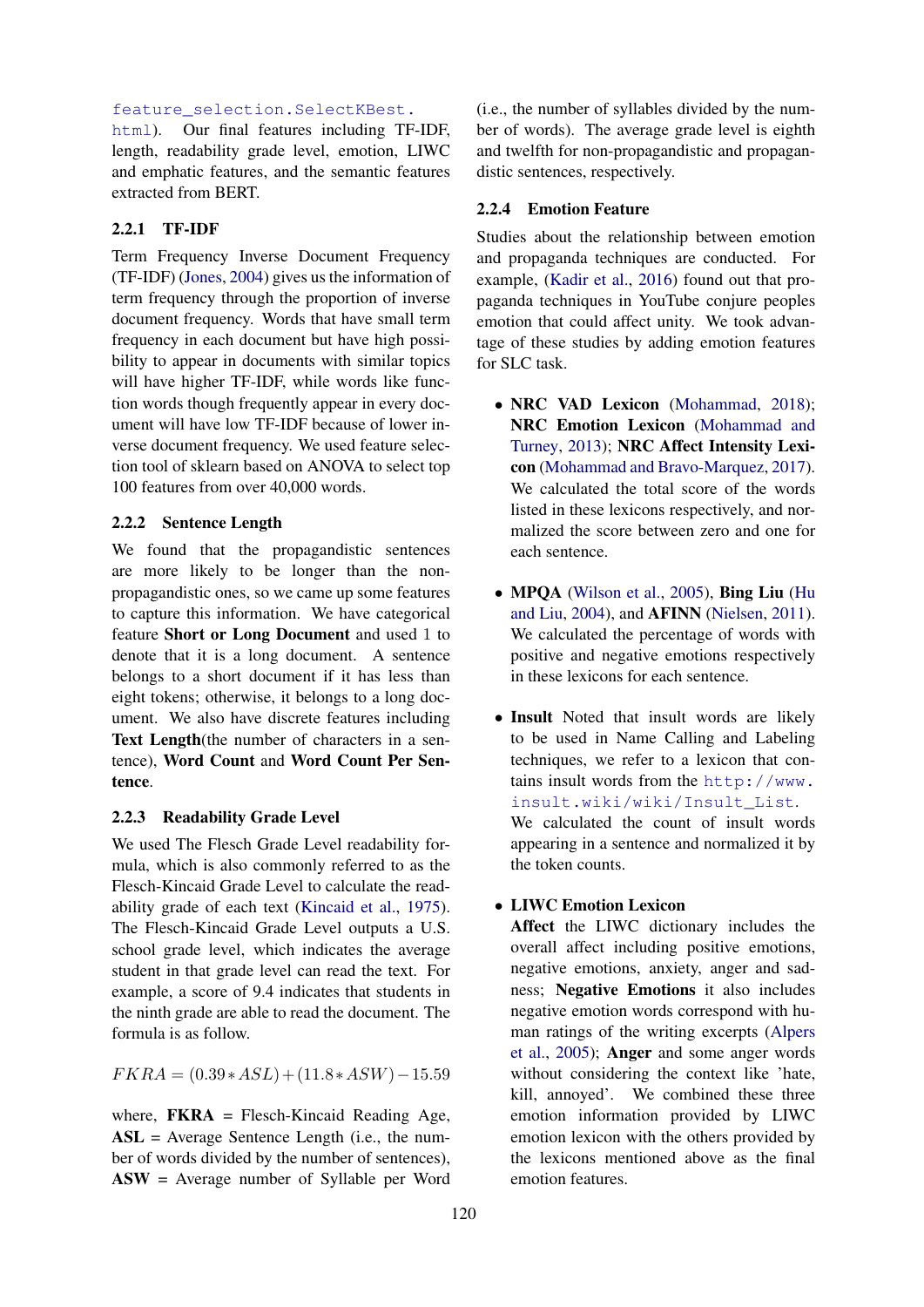feature_selection.SelectKBest.html). Our final features including TF-IDF, length, readability grade level, emotion, LIWC and emphatic features, and the semantic features extracted from BERT.

### 2.2.1 TF-IDF

Term Frequency Inverse Document Frequency (TF-IDF) (Jones, 2004) gives us the information of term frequency through the proportion of inverse document frequency. Words that have small term frequency in each document but have high possibility to appear in documents with similar topics will have higher TF-IDF, while words like function words though frequently appear in every document will have low TF-IDF because of lower inverse document frequency. We used feature selection tool of sklearn based on ANOVA to select top 100 features from over 40,000 words.

### 2.2.2 Sentence Length

We found that the propagandistic sentences are more likely to be longer than the non-propagandistic ones, so we came up some features to capture this information. We have categorical feature **Short or Long Document** and used 1 to denote that it is a long document. A sentence belongs to a short document if it has less than eight tokens; otherwise, it belongs to a long document. We also have discrete features including **Text Length**(the number of characters in a sentence), **Word Count** and **Word Count Per Sentence**.

### 2.2.3 Readability Grade Level

We used The Flesch Grade Level readability formula, which is also commonly referred to as the Flesch-Kincaid Grade Level to calculate the readability grade of each text (Kincaid et al., 1975). The Flesch-Kincaid Grade Level outputs a U.S. school grade level, which indicates the average student in that grade level can read the text. For example, a score of 9.4 indicates that students in the ninth grade are able to read the document. The formula is as follow.

$$FKRA = (0.39 * ASL) + (11.8 * ASW) - 15.59$$

where, **FKRA** = Flesch-Kincaid Reading Age, **ASL** = Average Sentence Length (i.e., the number of words divided by the number of sentences), **ASW** = Average number of Syllable per Word (i.e., the number of syllables divided by the number of words). The average grade level is eighth and twelfth for non-propagandistic and propagandistic sentences, respectively.

### 2.2.4 Emotion Feature

Studies about the relationship between emotion and propaganda techniques are conducted. For example, (Kadir et al., 2016) found out that propaganda techniques in YouTube conjure peoples emotion that could affect unity. We took advantage of these studies by adding emotion features for SLC task.

- **NRC VAD Lexicon** (Mohammad, 2018); **NRC Emotion Lexicon** (Mohammad and Turney, 2013); **NRC Affect Intensity Lexicon** (Mohammad and Bravo-Marquez, 2017). We calculated the total score of the words listed in these lexicons respectively, and normalized the score between zero and one for each sentence.

- **MPQA** (Wilson et al., 2005), **Bing Liu** (Hu and Liu, 2004), and **AFINN** (Nielsen, 2011). We calculated the percentage of words with positive and negative emotions respectively in these lexicons for each sentence.

- **Insult** Noted that insult words are likely to be used in Name Calling and Labeling techniques, we refer to a lexicon that contains insult words from the http://www.insult.wiki/wiki/Insult_List. We calculated the count of insult words appearing in a sentence and normalized it by the token counts.

- **LIWC Emotion Lexicon**
  **Affect** the LIWC dictionary includes the overall affect including positive emotions, negative emotions, anxiety, anger and sadness; **Negative Emotions** it also includes negative emotion words correspond with human ratings of the writing excerpts (Alpers et al., 2005); **Anger** and some anger words without considering the context like 'hate, kill, annoyed'. We combined these three emotion information provided by LIWC emotion lexicon with the others provided by the lexicons mentioned above as the final emotion features.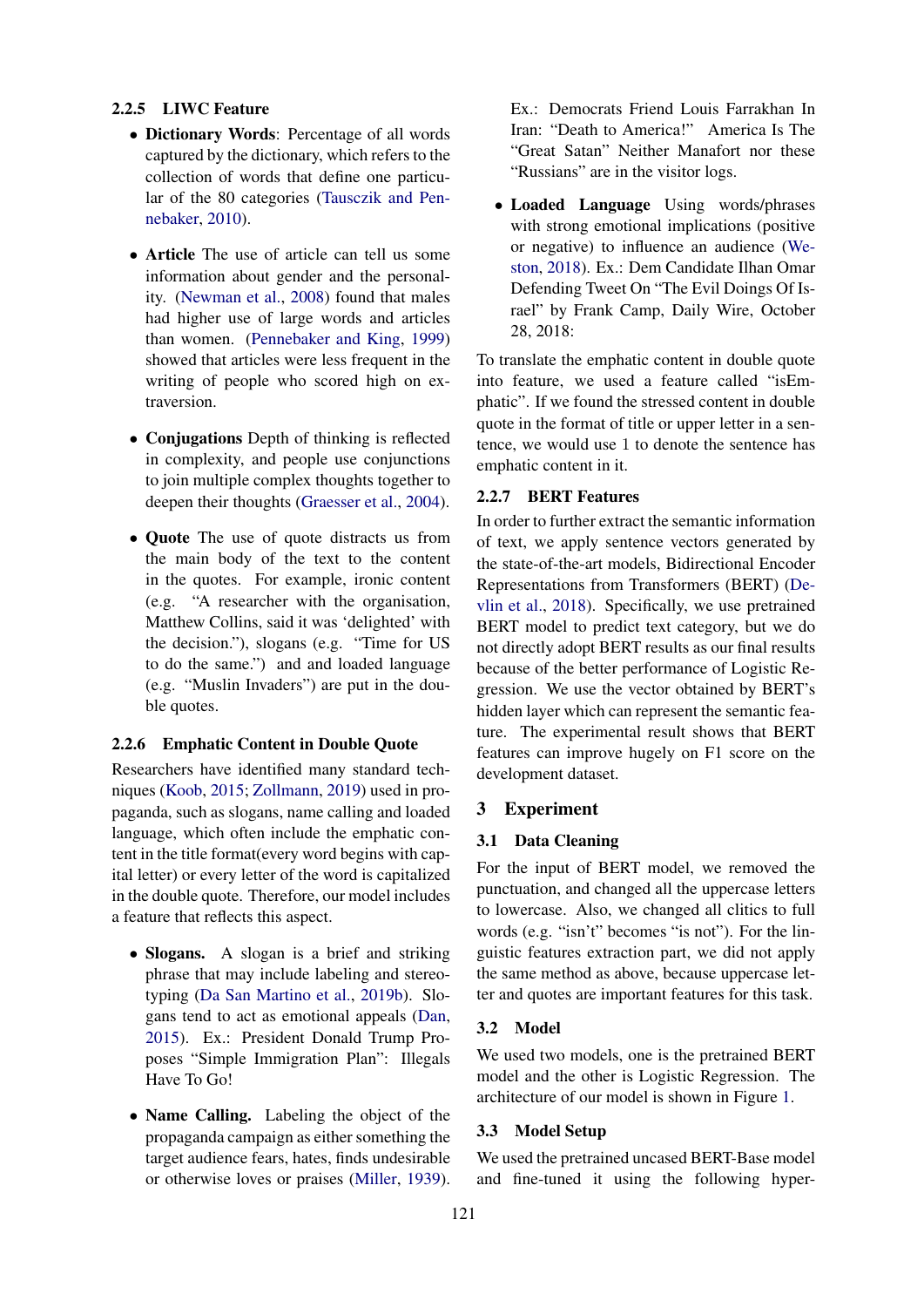#### 2.2.5 LIWC Feature

- **Dictionary Words**: Percentage of all words captured by the dictionary, which refers to the collection of words that define one particular of the 80 categories (Tausczik and Pennebaker, 2010).

- **Article** The use of article can tell us some information about gender and the personality. (Newman et al., 2008) found that males had higher use of large words and articles than women. (Pennebaker and King, 1999) showed that articles were less frequent in the writing of people who scored high on extraversion.

- **Conjugations** Depth of thinking is reflected in complexity, and people use conjunctions to join multiple complex thoughts together to deepen their thoughts (Graesser et al., 2004).

- **Quote** The use of quote distracts us from the main body of the text to the content in the quotes. For example, ironic content (e.g. "A researcher with the organisation, Matthew Collins, said it was 'delighted' with the decision."), slogans (e.g. "Time for US to do the same.") and and loaded language (e.g. "Muslin Invaders") are put in the double quotes.

#### 2.2.6 Emphatic Content in Double Quote

Researchers have identified many standard techniques (Koob, 2015; Zollmann, 2019) used in propaganda, such as slogans, name calling and loaded language, which often include the emphatic content in the title format(every word begins with capital letter) or every letter of the word is capitalized in the double quote. Therefore, our model includes a feature that reflects this aspect.

- **Slogans.** A slogan is a brief and striking phrase that may include labeling and stereotyping (Da San Martino et al., 2019b). Slogans tend to act as emotional appeals (Dan, 2015). Ex.: President Donald Trump Proposes "Simple Immigration Plan": Illegals Have To Go!

- **Name Calling.** Labeling the object of the propaganda campaign as either something the target audience fears, hates, finds undesirable or otherwise loves or praises (Miller, 1939). Ex.: Democrats Friend Louis Farrakhan In Iran: "Death to America!" America Is The "Great Satan" Neither Manafort nor these "Russians" are in the visitor logs.

- **Loaded Language** Using words/phrases with strong emotional implications (positive or negative) to influence an audience (Weston, 2018). Ex.: Dem Candidate Ilhan Omar Defending Tweet On "The Evil Doings Of Israel" by Frank Camp, Daily Wire, October 28, 2018:

To translate the emphatic content in double quote into feature, we used a feature called "isEmphatic". If we found the stressed content in double quote in the format of title or upper letter in a sentence, we would use 1 to denote the sentence has emphatic content in it.

#### 2.2.7 BERT Features

In order to further extract the semantic information of text, we apply sentence vectors generated by the state-of-the-art models, Bidirectional Encoder Representations from Transformers (BERT) (Devlin et al., 2018). Specifically, we use pretrained BERT model to predict text category, but we do not directly adopt BERT results as our final results because of the better performance of Logistic Regression. We use the vector obtained by BERT's hidden layer which can represent the semantic feature. The experimental result shows that BERT features can improve hugely on F1 score on the development dataset.

## 3 Experiment

### 3.1 Data Cleaning

For the input of BERT model, we removed the punctuation, and changed all the uppercase letters to lowercase. Also, we changed all clitics to full words (e.g. "isn't" becomes "is not"). For the linguistic features extraction part, we did not apply the same method as above, because uppercase letter and quotes are important features for this task.

### 3.2 Model

We used two models, one is the pretrained BERT model and the other is Logistic Regression. The architecture of our model is shown in Figure 1.

### 3.3 Model Setup

We used the pretrained uncased BERT-Base model and fine-tuned it using the following hyper-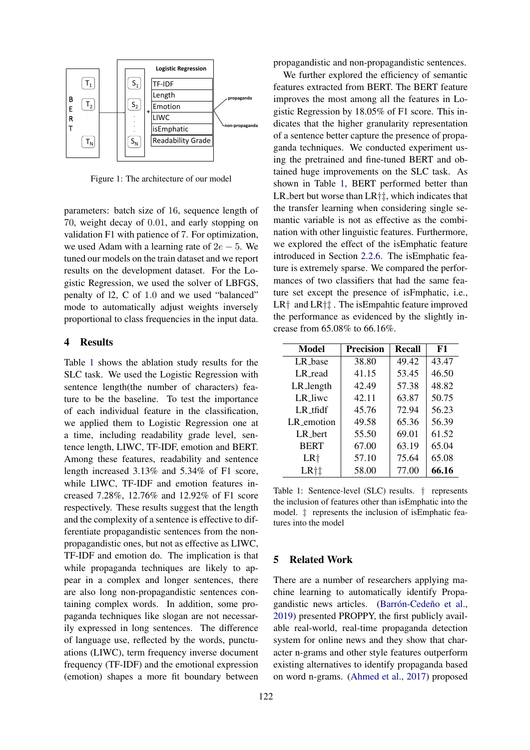Figure 1: The architecture of our model

parameters: batch size of 16, sequence length of 70, weight decay of 0.01, and early stopping on validation F1 with patience of 7. For optimization, we used Adam with a learning rate of $2e-5$. We tuned our models on the train dataset and we report results on the development dataset. For the Logistic Regression, we used the solver of LBFGS, penalty of l2, C of 1.0 and we used "balanced" mode to automatically adjust weights inversely proportional to class frequencies in the input data.

## 4 Results

Table 1 shows the ablation study results for the SLC task. We used the Logistic Regression with sentence length(the number of characters) feature to be the baseline. To test the importance of each individual feature in the classification, we applied them to Logistic Regression one at a time, including readability grade level, sentence length, LIWC, TF-IDF, emotion and BERT. Among these features, readability and sentence length increased 3.13% and 5.34% of F1 score, while LIWC, TF-IDF and emotion features increased 7.28%, 12.76% and 12.92% of F1 score respectively. These results suggest that the length and the complexity of a sentence is effective to differentiate propagandistic sentences from the non-propagandistic ones, but not as effective as LIWC, TF-IDF and emotion do. The implication is that while propaganda techniques are likely to appear in a complex and longer sentences, there are also long non-propagandistic sentences containing complex words. In addition, some propaganda techniques like slogan are not necessarily expressed in long sentences. The difference of language use, reflected by the words, punctuations (LIWC), term frequency inverse document frequency (TF-IDF) and the emotional expression (emotion) shapes a more fit boundary between propagandistic and non-propagandistic sentences.

We further explored the efficiency of semantic features extracted from BERT. The BERT feature improves the most among all the features in Logistic Regression by 18.05% of F1 score. This indicates that the higher granularity representation of a sentence better capture the presence of propaganda techniques. We conducted experiment using the pretrained and fine-tuned BERT and obtained huge improvements on the SLC task. As shown in Table 1, BERT performed better than LR_bert but worse than LR†‡, which indicates that the transfer learning when considering single semantic variable is not as effective as the combination with other linguistic features. Furthermore, we explored the effect of the isEmphatic feature introduced in Section 2.2.6. The isEmphatic feature is extremely sparse. We compared the performances of two classifiers that had the same feature set except the presence of isFmphatic, i.e., LR† and LR†‡ . The isEmpahtic feature improved the performance as evidenced by the slightly increase from 65.08% to 66.16%.

| Model | Precision | Recall | F1 |
|---|---|---|---|
| LR_base | 38.80 | 49.42 | 43.47 |
| LR_read | 41.15 | 53.45 | 46.50 |
| LR_length | 42.49 | 57.38 | 48.82 |
| LR_liwc | 42.11 | 63.87 | 50.75 |
| LR_tfidf | 45.76 | 72.94 | 56.23 |
| LR_emotion | 49.58 | 65.36 | 56.39 |
| LR_bert | 55.50 | 69.01 | 61.52 |
| BERT | 67.00 | 63.19 | 65.04 |
| LR† | 57.10 | 75.64 | 65.08 |
| LR†‡ | 58.00 | 77.00 | **66.16** |

Table 1: Sentence-level (SLC) results. † represents the inclusion of features other than isEmphatic into the model. ‡ represents the inclusion of isEmphatic features into the model

## 5 Related Work

There are a number of researchers applying machine learning to automatically identify Propagandistic news articles. (Barrón-Cedeño et al., 2019) presented PROPPY, the first publicly available real-world, real-time propaganda detection system for online news and they show that character n-grams and other style features outperform existing alternatives to identify propaganda based on word n-grams. (Ahmed et al., 2017) proposed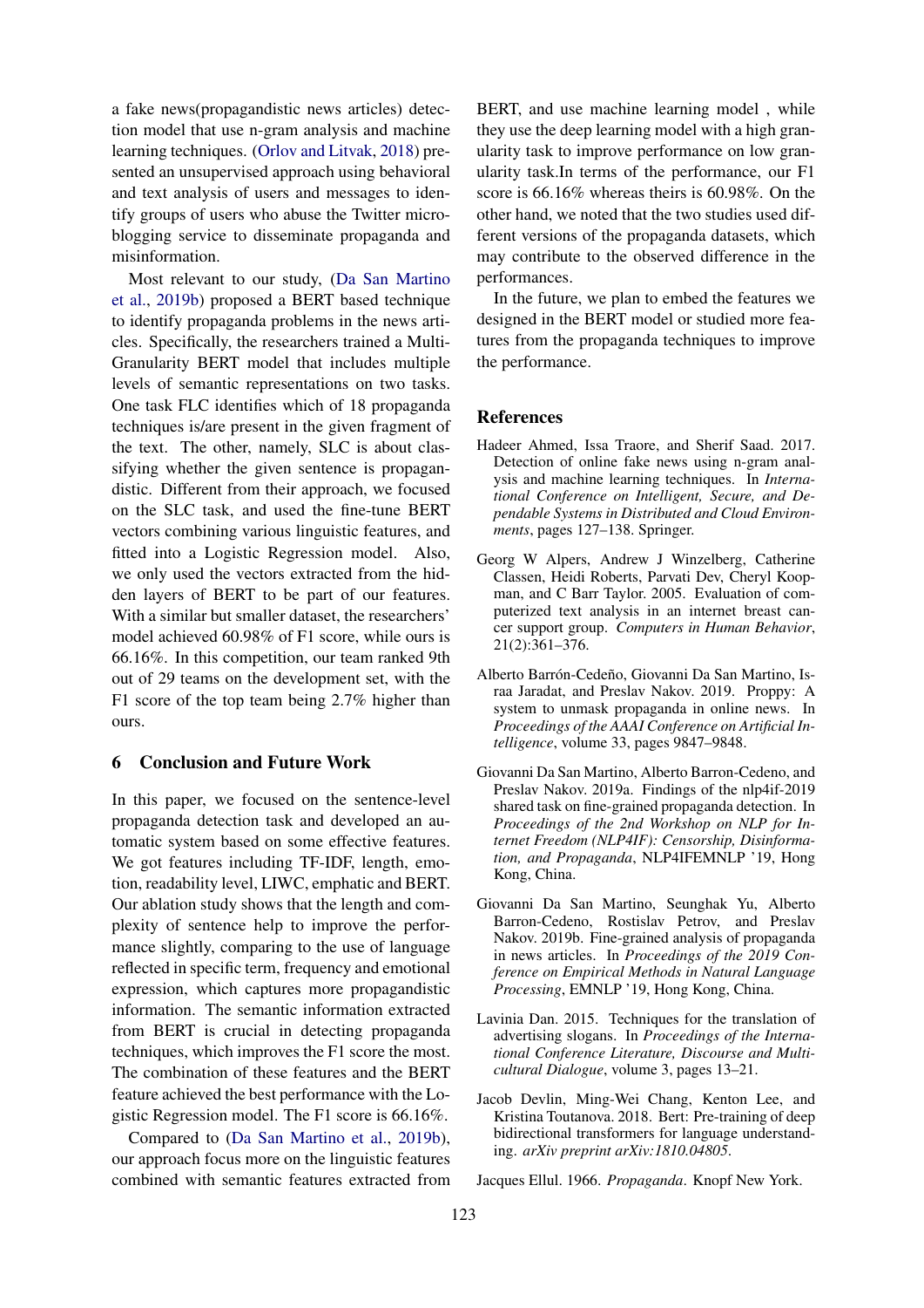a fake news(propagandistic news articles) detection model that use n-gram analysis and machine learning techniques. (Orlov and Litvak, 2018) presented an unsupervised approach using behavioral and text analysis of users and messages to identify groups of users who abuse the Twitter microblogging service to disseminate propaganda and misinformation.

Most relevant to our study, (Da San Martino et al., 2019b) proposed a BERT based technique to identify propaganda problems in the news articles. Specifically, the researchers trained a Multi-Granularity BERT model that includes multiple levels of semantic representations on two tasks. One task FLC identifies which of 18 propaganda techniques is/are present in the given fragment of the text. The other, namely, SLC is about classifying whether the given sentence is propagandistic. Different from their approach, we focused on the SLC task, and used the fine-tune BERT vectors combining various linguistic features, and fitted into a Logistic Regression model. Also, we only used the vectors extracted from the hidden layers of BERT to be part of our features. With a similar but smaller dataset, the researchers' model achieved 60.98% of F1 score, while ours is 66.16%. In this competition, our team ranked 9th out of 29 teams on the development set, with the F1 score of the top team being 2.7% higher than ours.

## 6 Conclusion and Future Work

In this paper, we focused on the sentence-level propaganda detection task and developed an automatic system based on some effective features. We got features including TF-IDF, length, emotion, readability level, LIWC, emphatic and BERT. Our ablation study shows that the length and complexity of sentence help to improve the performance slightly, comparing to the use of language reflected in specific term, frequency and emotional expression, which captures more propagandistic information. The semantic information extracted from BERT is crucial in detecting propaganda techniques, which improves the F1 score the most. The combination of these features and the BERT feature achieved the best performance with the Logistic Regression model. The F1 score is 66.16%.

Compared to (Da San Martino et al., 2019b), our approach focus more on the linguistic features combined with semantic features extracted from BERT, and use machine learning model , while they use the deep learning model with a high granularity task to improve performance on low granularity task.In terms of the performance, our F1 score is 66.16% whereas theirs is 60.98%. On the other hand, we noted that the two studies used different versions of the propaganda datasets, which may contribute to the observed difference in the performances.

In the future, we plan to embed the features we designed in the BERT model or studied more features from the propaganda techniques to improve the performance.

## References

Hadeer Ahmed, Issa Traore, and Sherif Saad. 2017. Detection of online fake news using n-gram analysis and machine learning techniques. In *International Conference on Intelligent, Secure, and Dependable Systems in Distributed and Cloud Environments*, pages 127–138. Springer.

Georg W Alpers, Andrew J Winzelberg, Catherine Classen, Heidi Roberts, Parvati Dev, Cheryl Koopman, and C Barr Taylor. 2005. Evaluation of computerized text analysis in an internet breast cancer support group. *Computers in Human Behavior*, 21(2):361–376.

Alberto Barrón-Cedeño, Giovanni Da San Martino, Israa Jaradat, and Preslav Nakov. 2019. Proppy: A system to unmask propaganda in online news. In *Proceedings of the AAAI Conference on Artificial Intelligence*, volume 33, pages 9847–9848.

Giovanni Da San Martino, Alberto Barron-Cedeno, and Preslav Nakov. 2019a. Findings of the nlp4if-2019 shared task on fine-grained propaganda detection. In *Proceedings of the 2nd Workshop on NLP for Internet Freedom (NLP4IF): Censorship, Disinformation, and Propaganda*, NLP4IFEMNLP '19, Hong Kong, China.

Giovanni Da San Martino, Seunghak Yu, Alberto Barron-Cedeno, Rostislav Petrov, and Preslav Nakov. 2019b. Fine-grained analysis of propaganda in news articles. In *Proceedings of the 2019 Conference on Empirical Methods in Natural Language Processing*, EMNLP '19, Hong Kong, China.

Lavinia Dan. 2015. Techniques for the translation of advertising slogans. In *Proceedings of the International Conference Literature, Discourse and Multicultural Dialogue*, volume 3, pages 13–21.

Jacob Devlin, Ming-Wei Chang, Kenton Lee, and Kristina Toutanova. 2018. Bert: Pre-training of deep bidirectional transformers for language understanding. *arXiv preprint arXiv:1810.04805*.

Jacques Ellul. 1966. *Propaganda*. Knopf New York.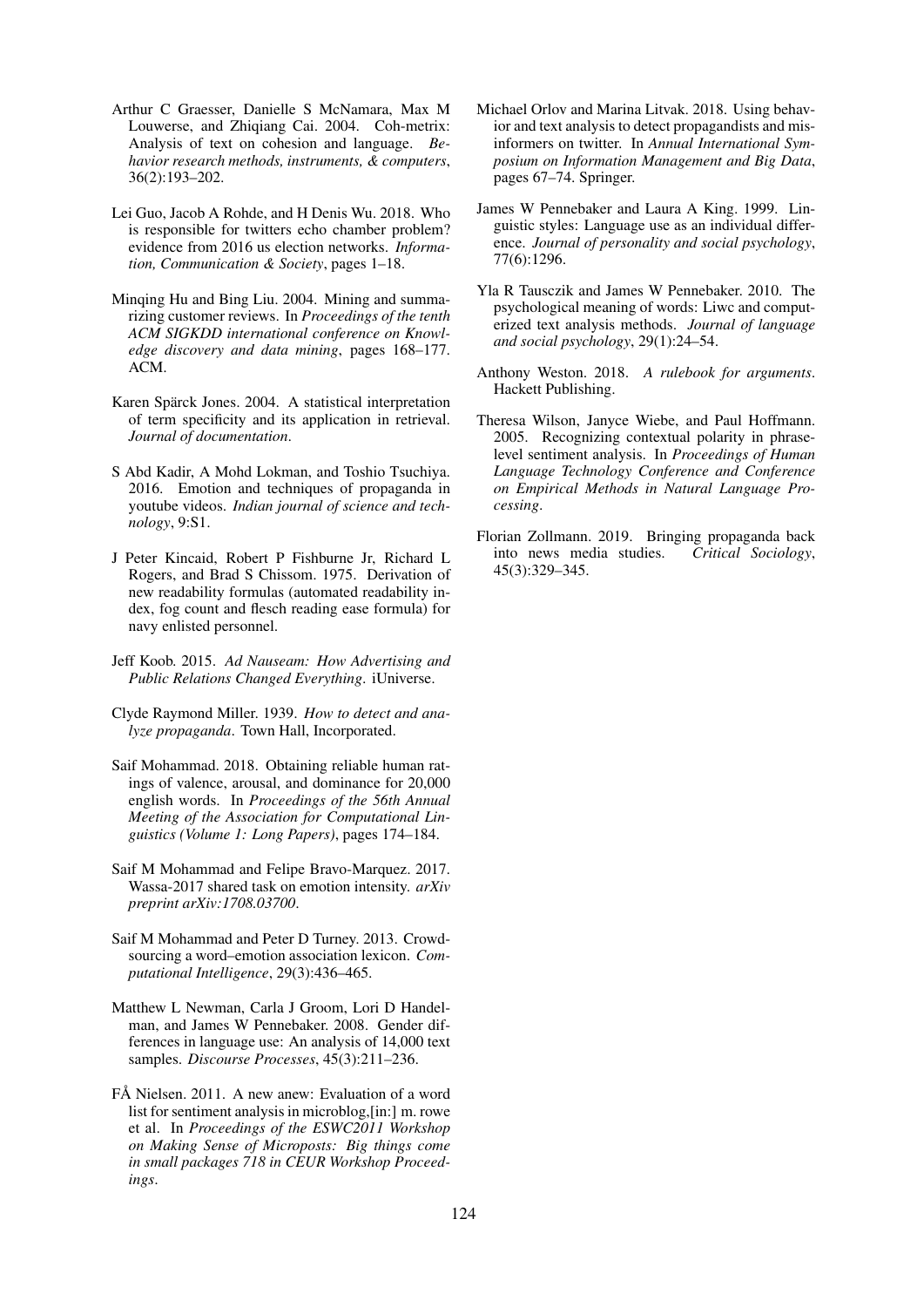Arthur C Graesser, Danielle S McNamara, Max M Louwerse, and Zhiqiang Cai. 2004. Coh-metrix: Analysis of text on cohesion and language. *Behavior research methods, instruments, & computers*, 36(2):193–202.

Lei Guo, Jacob A Rohde, and H Denis Wu. 2018. Who is responsible for twitters echo chamber problem? evidence from 2016 us election networks. *Information, Communication & Society*, pages 1–18.

Minqing Hu and Bing Liu. 2004. Mining and summarizing customer reviews. In *Proceedings of the tenth ACM SIGKDD international conference on Knowledge discovery and data mining*, pages 168–177. ACM.

Karen Spärck Jones. 2004. A statistical interpretation of term specificity and its application in retrieval. *Journal of documentation*.

S Abd Kadir, A Mohd Lokman, and Toshio Tsuchiya. 2016. Emotion and techniques of propaganda in youtube videos. *Indian journal of science and technology*, 9:S1.

J Peter Kincaid, Robert P Fishburne Jr, Richard L Rogers, and Brad S Chissom. 1975. Derivation of new readability formulas (automated readability index, fog count and flesch reading ease formula) for navy enlisted personnel.

Jeff Koob. 2015. *Ad Nauseam: How Advertising and Public Relations Changed Everything*. iUniverse.

Clyde Raymond Miller. 1939. *How to detect and analyze propaganda*. Town Hall, Incorporated.

Saif Mohammad. 2018. Obtaining reliable human ratings of valence, arousal, and dominance for 20,000 english words. In *Proceedings of the 56th Annual Meeting of the Association for Computational Linguistics (Volume 1: Long Papers)*, pages 174–184.

Saif M Mohammad and Felipe Bravo-Marquez. 2017. Wassa-2017 shared task on emotion intensity. *arXiv preprint arXiv:1708.03700*.

Saif M Mohammad and Peter D Turney. 2013. Crowdsourcing a word–emotion association lexicon. *Computational Intelligence*, 29(3):436–465.

Matthew L Newman, Carla J Groom, Lori D Handelman, and James W Pennebaker. 2008. Gender differences in language use: An analysis of 14,000 text samples. *Discourse Processes*, 45(3):211–236.

FÅ Nielsen. 2011. A new anew: Evaluation of a word list for sentiment analysis in microblog,[in:] m. rowe et al. In *Proceedings of the ESWC2011 Workshop on Making Sense of Microposts: Big things come in small packages 718 in CEUR Workshop Proceedings*.

Michael Orlov and Marina Litvak. 2018. Using behavior and text analysis to detect propagandists and misinformers on twitter. In *Annual International Symposium on Information Management and Big Data*, pages 67–74. Springer.

James W Pennebaker and Laura A King. 1999. Linguistic styles: Language use as an individual difference. *Journal of personality and social psychology*, 77(6):1296.

Yla R Tausczik and James W Pennebaker. 2010. The psychological meaning of words: Liwc and computerized text analysis methods. *Journal of language and social psychology*, 29(1):24–54.

Anthony Weston. 2018. *A rulebook for arguments*. Hackett Publishing.

Theresa Wilson, Janyce Wiebe, and Paul Hoffmann. 2005. Recognizing contextual polarity in phrase-level sentiment analysis. In *Proceedings of Human Language Technology Conference and Conference on Empirical Methods in Natural Language Processing*.

Florian Zollmann. 2019. Bringing propaganda back into news media studies. *Critical Sociology*, 45(3):329–345.